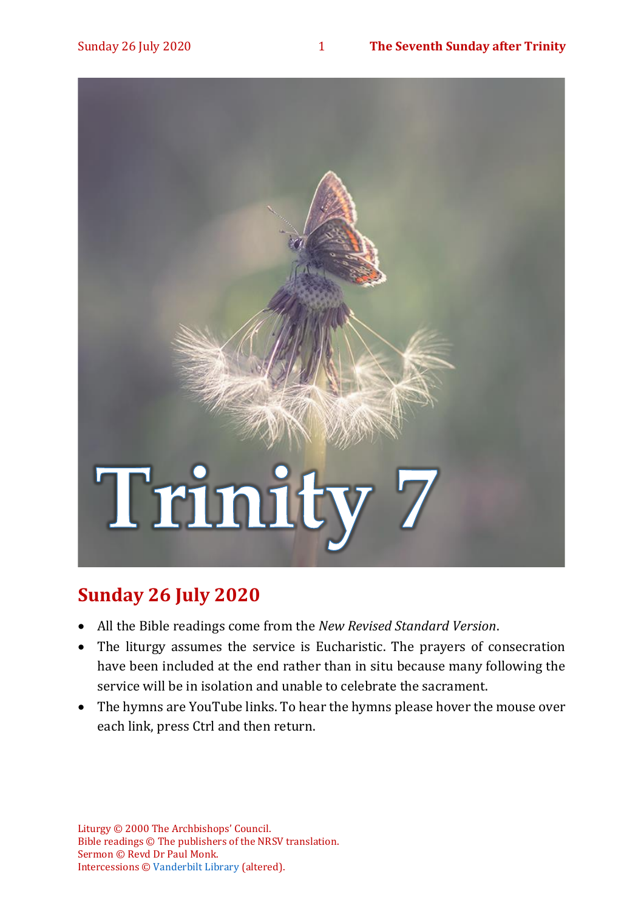# Sunday 26 July 2020

- All the Bible readings come from the *New Revised Standard Version*.
- The liturgy assumes the service is Eucharistic. The prayers of consecration have been included at the end rather than in situ because many following the service will be in isolation and unable to celebrate the sacrament.
- The hymns are YouTube links. To hear the hymns please hover the mouse over each link, press Ctrl and then return.

Liturgy © 2000 The Archbishops' Council.
Bible readings © The publishers of the NRSV translation.
Sermon © Revd Dr Paul Monk.
Intercessions © Vanderbilt Library (altered).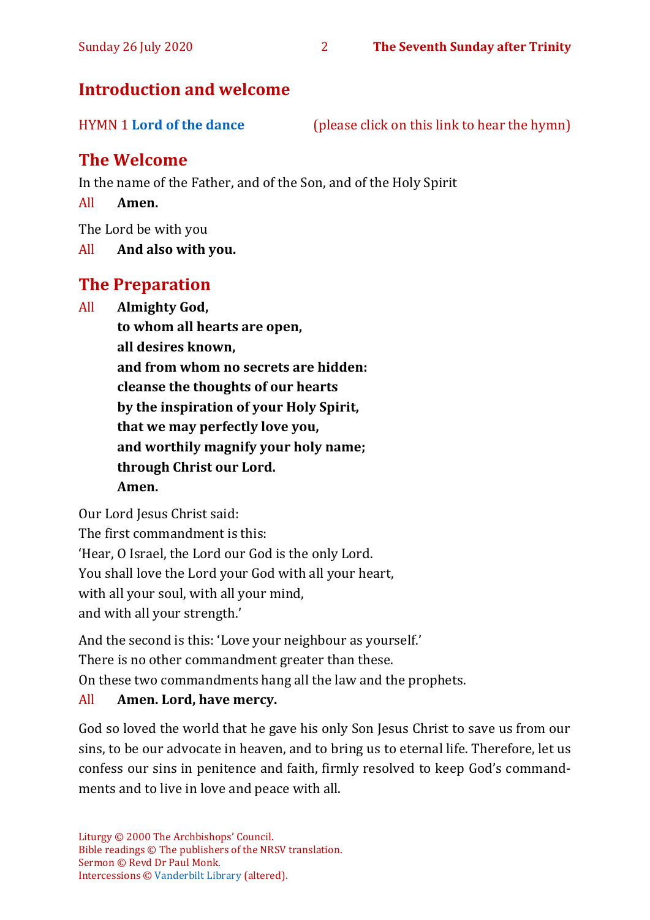## Introduction and welcome

HYMN 1 **Lord of the dance** (please click on this link to hear the hymn)

## The Welcome

In the name of the Father, and of the Son, and of the Holy Spirit

All **Amen.**

The Lord be with you

All **And also with you.**

## The Preparation

All **Almighty God,**
**to whom all hearts are open,**
**all desires known,**
**and from whom no secrets are hidden:**
**cleanse the thoughts of our hearts**
**by the inspiration of your Holy Spirit,**
**that we may perfectly love you,**
**and worthily magnify your holy name;**
**through Christ our Lord.**
**Amen.**

Our Lord Jesus Christ said:
The first commandment is this:
'Hear, O Israel, the Lord our God is the only Lord.
You shall love the Lord your God with all your heart,
with all your soul, with all your mind,
and with all your strength.'

And the second is this: 'Love your neighbour as yourself.'
There is no other commandment greater than these.
On these two commandments hang all the law and the prophets.

All **Amen. Lord, have mercy.**

God so loved the world that he gave his only Son Jesus Christ to save us from our sins, to be our advocate in heaven, and to bring us to eternal life. Therefore, let us confess our sins in penitence and faith, firmly resolved to keep God's commandments and to live in love and peace with all.

Liturgy © 2000 The Archbishops' Council.
Bible readings © The publishers of the NRSV translation.
Sermon © Revd Dr Paul Monk.
Intercessions © Vanderbilt Library (altered).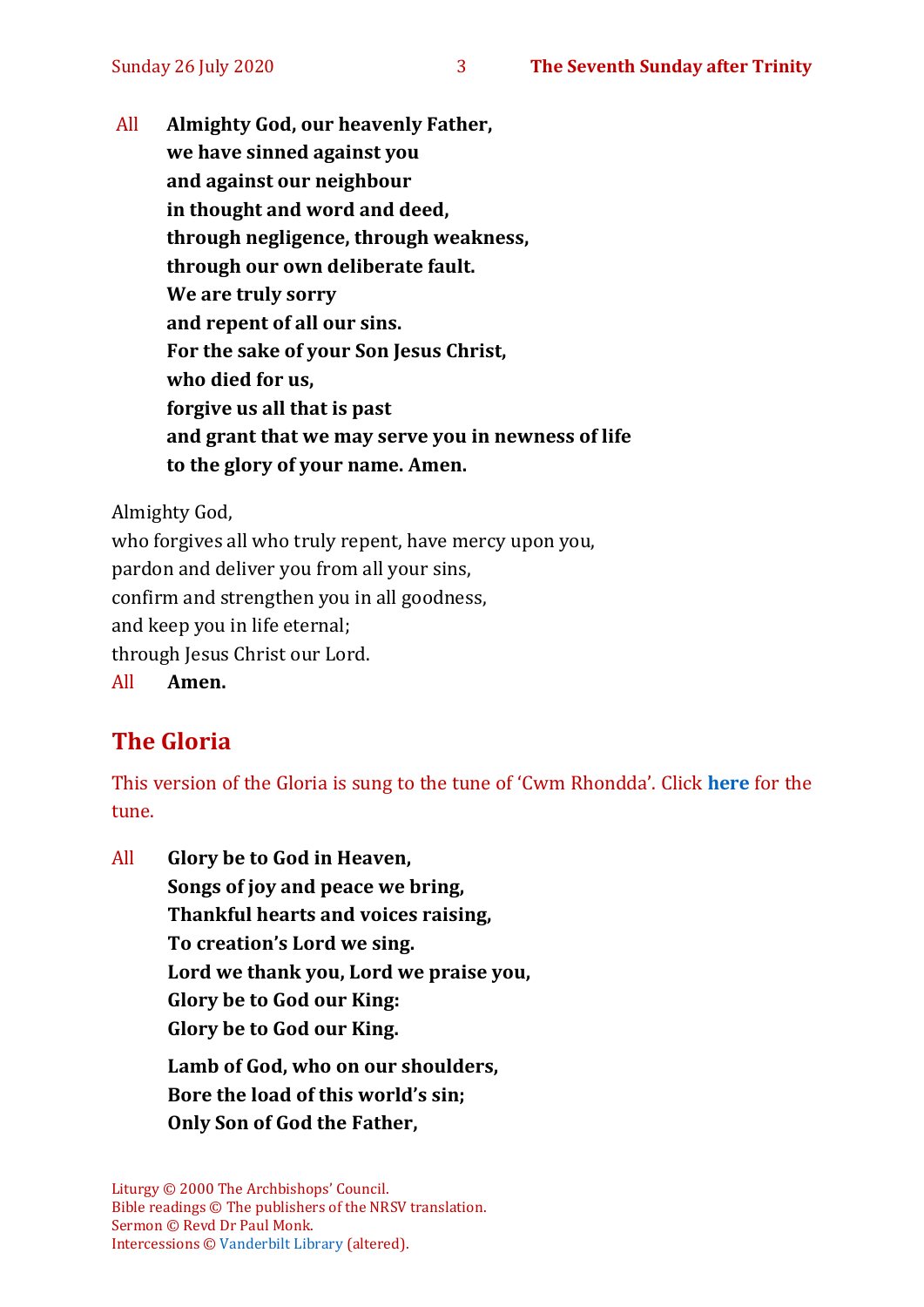All **Almighty God, our heavenly Father,**
**we have sinned against you**
**and against our neighbour**
**in thought and word and deed,**
**through negligence, through weakness,**
**through our own deliberate fault.**
**We are truly sorry**
**and repent of all our sins.**
**For the sake of your Son Jesus Christ,**
**who died for us,**
**forgive us all that is past**
**and grant that we may serve you in newness of life**
**to the glory of your name. Amen.**

Almighty God,
who forgives all who truly repent, have mercy upon you,
pardon and deliver you from all your sins,
confirm and strengthen you in all goodness,
and keep you in life eternal;
through Jesus Christ our Lord.
All **Amen.**

## The Gloria

This version of the Gloria is sung to the tune of 'Cwm Rhondda'. Click **here** for the tune.

All **Glory be to God in Heaven,**
**Songs of joy and peace we bring,**
**Thankful hearts and voices raising,**
**To creation's Lord we sing.**
**Lord we thank you, Lord we praise you,**
**Glory be to God our King:**
**Glory be to God our King.**

**Lamb of God, who on our shoulders,**
**Bore the load of this world's sin;**
**Only Son of God the Father,**

Liturgy © 2000 The Archbishops' Council.
Bible readings © The publishers of the NRSV translation.
Sermon © Revd Dr Paul Monk.
Intercessions © Vanderbilt Library (altered).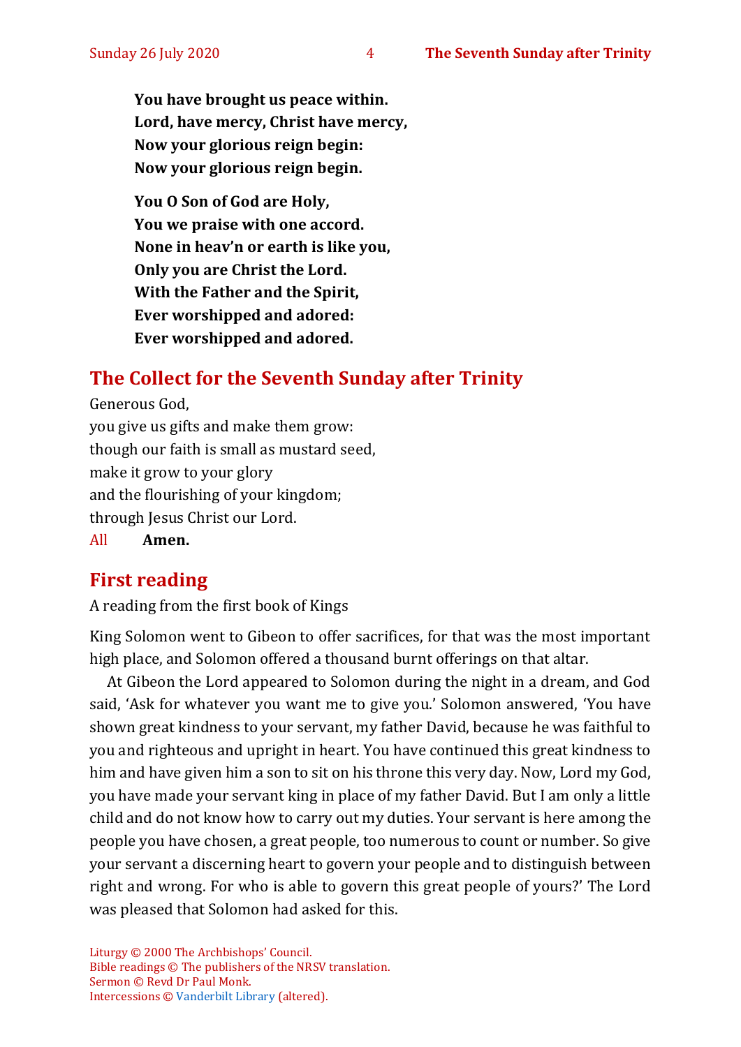**You have brought us peace within.**
**Lord, have mercy, Christ have mercy,**
**Now your glorious reign begin:**
**Now your glorious reign begin.**

**You O Son of God are Holy,**
**You we praise with one accord.**
**None in heav'n or earth is like you,**
**Only you are Christ the Lord.**
**With the Father and the Spirit,**
**Ever worshipped and adored:**
**Ever worshipped and adored.**

## The Collect for the Seventh Sunday after Trinity

Generous God,
you give us gifts and make them grow:
though our faith is small as mustard seed,
make it grow to your glory
and the flourishing of your kingdom;
through Jesus Christ our Lord.
All **Amen.**

## First reading

A reading from the first book of Kings

King Solomon went to Gibeon to offer sacrifices, for that was the most important high place, and Solomon offered a thousand burnt offerings on that altar.

At Gibeon the Lord appeared to Solomon during the night in a dream, and God said, 'Ask for whatever you want me to give you.' Solomon answered, 'You have shown great kindness to your servant, my father David, because he was faithful to you and righteous and upright in heart. You have continued this great kindness to him and have given him a son to sit on his throne this very day. Now, Lord my God, you have made your servant king in place of my father David. But I am only a little child and do not know how to carry out my duties. Your servant is here among the people you have chosen, a great people, too numerous to count or number. So give your servant a discerning heart to govern your people and to distinguish between right and wrong. For who is able to govern this great people of yours?' The Lord was pleased that Solomon had asked for this.

Liturgy © 2000 The Archbishops' Council.
Bible readings © The publishers of the NRSV translation.
Sermon © Revd Dr Paul Monk.
Intercessions © Vanderbilt Library (altered).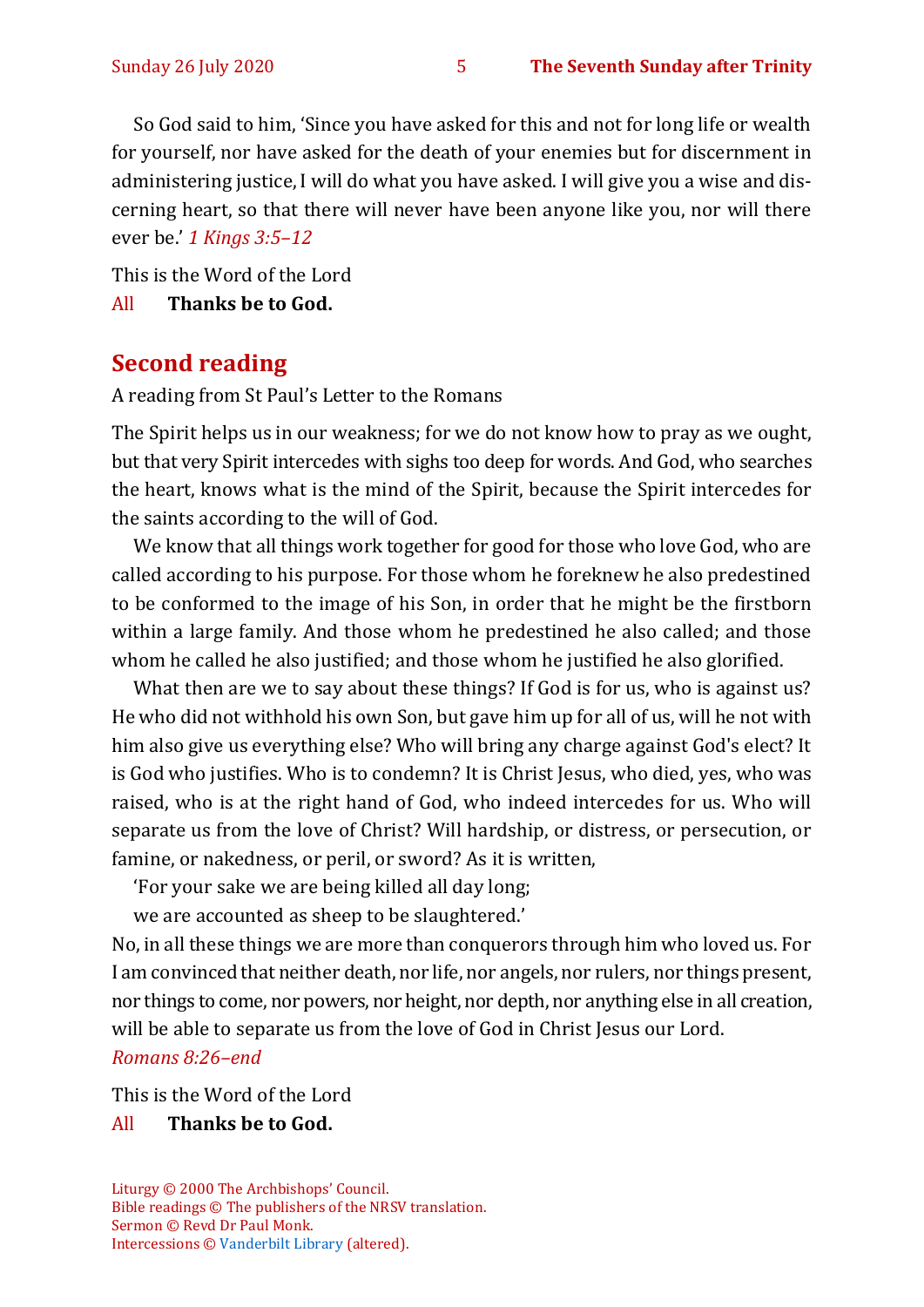So God said to him, 'Since you have asked for this and not for long life or wealth for yourself, nor have asked for the death of your enemies but for discernment in administering justice, I will do what you have asked. I will give you a wise and discerning heart, so that there will never have been anyone like you, nor will there ever be.' *1 Kings 3:5–12*

This is the Word of the Lord

All **Thanks be to God.**

## Second reading

A reading from St Paul's Letter to the Romans

The Spirit helps us in our weakness; for we do not know how to pray as we ought, but that very Spirit intercedes with sighs too deep for words. And God, who searches the heart, knows what is the mind of the Spirit, because the Spirit intercedes for the saints according to the will of God.

We know that all things work together for good for those who love God, who are called according to his purpose. For those whom he foreknew he also predestined to be conformed to the image of his Son, in order that he might be the firstborn within a large family. And those whom he predestined he also called; and those whom he called he also justified; and those whom he justified he also glorified.

What then are we to say about these things? If God is for us, who is against us? He who did not withhold his own Son, but gave him up for all of us, will he not with him also give us everything else? Who will bring any charge against God's elect? It is God who justifies. Who is to condemn? It is Christ Jesus, who died, yes, who was raised, who is at the right hand of God, who indeed intercedes for us. Who will separate us from the love of Christ? Will hardship, or distress, or persecution, or famine, or nakedness, or peril, or sword? As it is written,

'For your sake we are being killed all day long;
we are accounted as sheep to be slaughtered.'

No, in all these things we are more than conquerors through him who loved us. For I am convinced that neither death, nor life, nor angels, nor rulers, nor things present, nor things to come, nor powers, nor height, nor depth, nor anything else in all creation, will be able to separate us from the love of God in Christ Jesus our Lord.
*Romans 8:26–end*

This is the Word of the Lord

All **Thanks be to God.**

Liturgy © 2000 The Archbishops' Council.
Bible readings © The publishers of the NRSV translation.
Sermon © Revd Dr Paul Monk.
Intercessions © Vanderbilt Library (altered).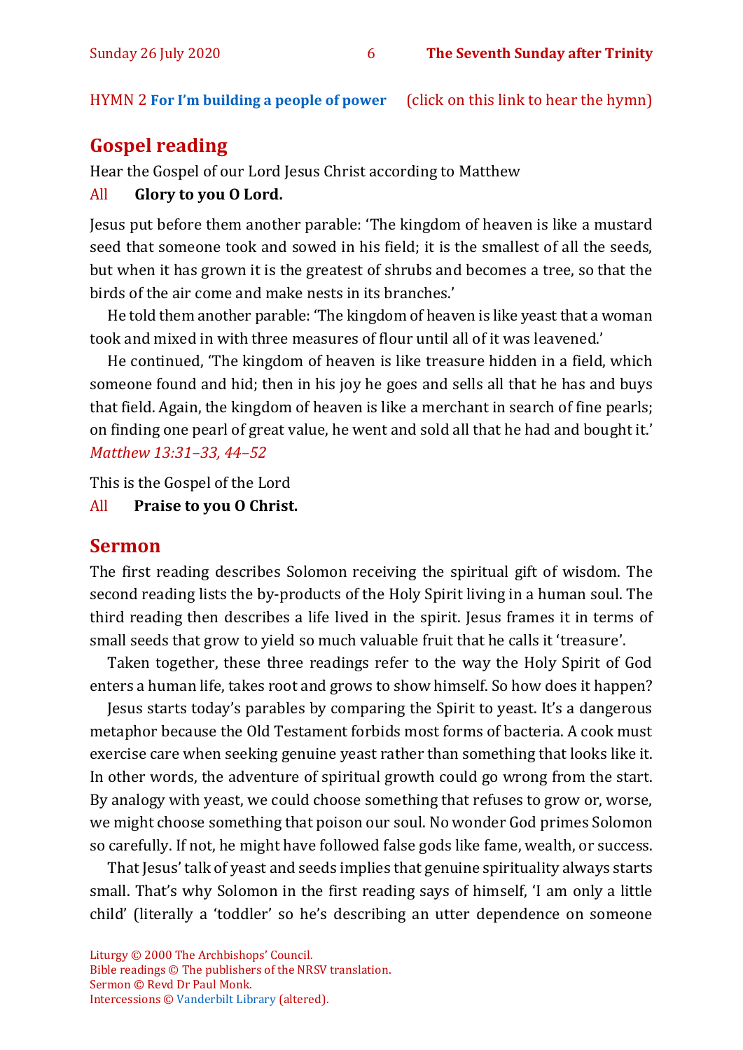HYMN 2 **For I'm building a people of power** (click on this link to hear the hymn)

## Gospel reading

Hear the Gospel of our Lord Jesus Christ according to Matthew

All **Glory to you O Lord.**

Jesus put before them another parable: 'The kingdom of heaven is like a mustard seed that someone took and sowed in his field; it is the smallest of all the seeds, but when it has grown it is the greatest of shrubs and becomes a tree, so that the birds of the air come and make nests in its branches.'

He told them another parable: 'The kingdom of heaven is like yeast that a woman took and mixed in with three measures of flour until all of it was leavened.'

He continued, 'The kingdom of heaven is like treasure hidden in a field, which someone found and hid; then in his joy he goes and sells all that he has and buys that field. Again, the kingdom of heaven is like a merchant in search of fine pearls; on finding one pearl of great value, he went and sold all that he had and bought it.' *Matthew 13:31–33, 44–52*

This is the Gospel of the Lord

All **Praise to you O Christ.**

## Sermon

The first reading describes Solomon receiving the spiritual gift of wisdom. The second reading lists the by-products of the Holy Spirit living in a human soul. The third reading then describes a life lived in the spirit. Jesus frames it in terms of small seeds that grow to yield so much valuable fruit that he calls it 'treasure'.

Taken together, these three readings refer to the way the Holy Spirit of God enters a human life, takes root and grows to show himself. So how does it happen?

Jesus starts today's parables by comparing the Spirit to yeast. It's a dangerous metaphor because the Old Testament forbids most forms of bacteria. A cook must exercise care when seeking genuine yeast rather than something that looks like it. In other words, the adventure of spiritual growth could go wrong from the start. By analogy with yeast, we could choose something that refuses to grow or, worse, we might choose something that poison our soul. No wonder God primes Solomon so carefully. If not, he might have followed false gods like fame, wealth, or success.

That Jesus' talk of yeast and seeds implies that genuine spirituality always starts small. That's why Solomon in the first reading says of himself, 'I am only a little child' (literally a 'toddler' so he's describing an utter dependence on someone

Liturgy © 2000 The Archbishops' Council.
Bible readings © The publishers of the NRSV translation.
Sermon © Revd Dr Paul Monk.
Intercessions © Vanderbilt Library (altered).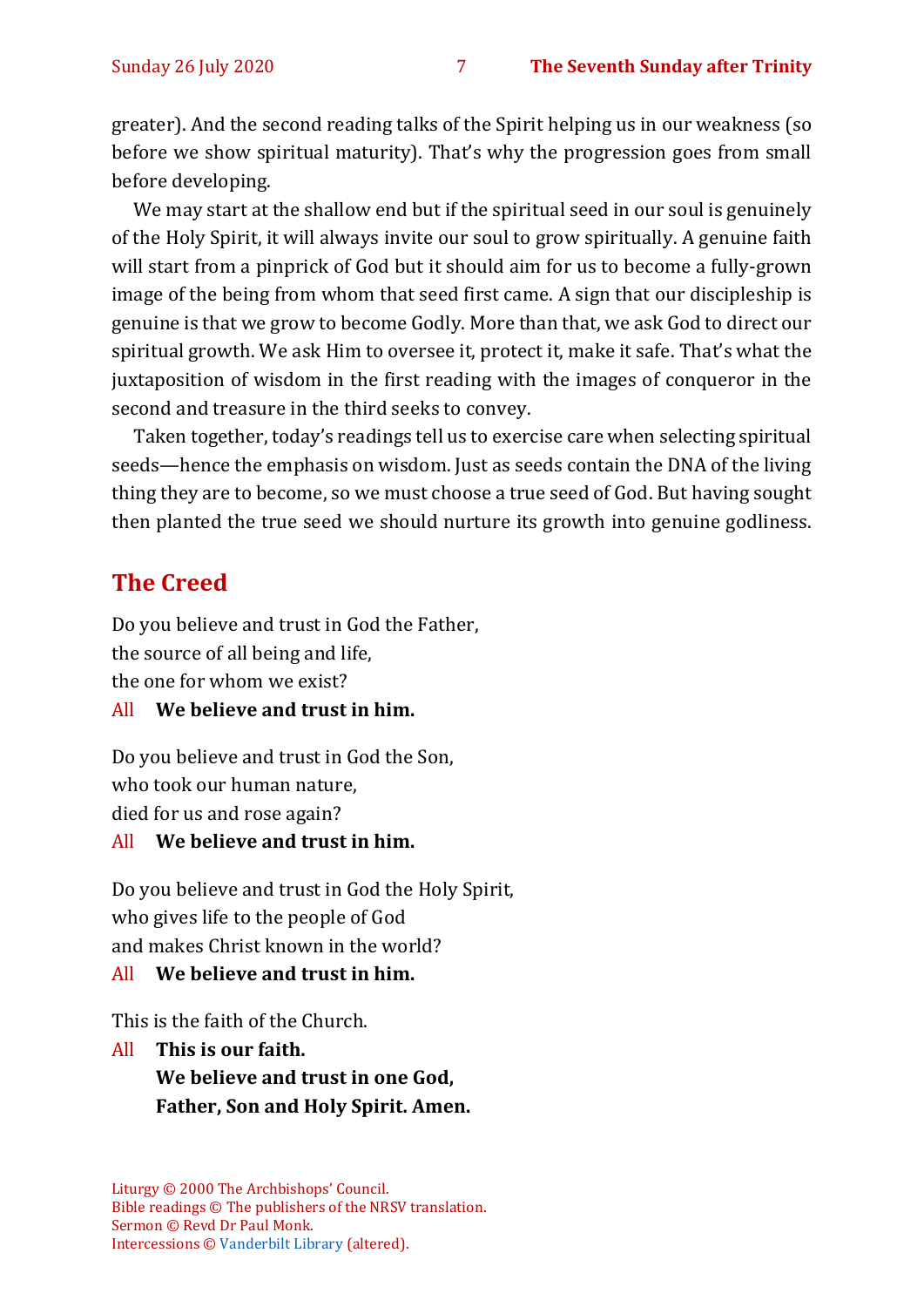greater). And the second reading talks of the Spirit helping us in our weakness (so before we show spiritual maturity). That's why the progression goes from small before developing.

We may start at the shallow end but if the spiritual seed in our soul is genuinely of the Holy Spirit, it will always invite our soul to grow spiritually. A genuine faith will start from a pinprick of God but it should aim for us to become a fully-grown image of the being from whom that seed first came. A sign that our discipleship is genuine is that we grow to become Godly. More than that, we ask God to direct our spiritual growth. We ask Him to oversee it, protect it, make it safe. That's what the juxtaposition of wisdom in the first reading with the images of conqueror in the second and treasure in the third seeks to convey.

Taken together, today's readings tell us to exercise care when selecting spiritual seeds—hence the emphasis on wisdom. Just as seeds contain the DNA of the living thing they are to become, so we must choose a true seed of God. But having sought then planted the true seed we should nurture its growth into genuine godliness.

## The Creed

Do you believe and trust in God the Father,
the source of all being and life,
the one for whom we exist?

All **We believe and trust in him.**

Do you believe and trust in God the Son,
who took our human nature,
died for us and rose again?

All **We believe and trust in him.**

Do you believe and trust in God the Holy Spirit,
who gives life to the people of God
and makes Christ known in the world?

All **We believe and trust in him.**

This is the faith of the Church.

All **This is our faith.**
**We believe and trust in one God,**
**Father, Son and Holy Spirit. Amen.**

Liturgy © 2000 The Archbishops' Council.
Bible readings © The publishers of the NRSV translation.
Sermon © Revd Dr Paul Monk.
Intercessions © Vanderbilt Library (altered).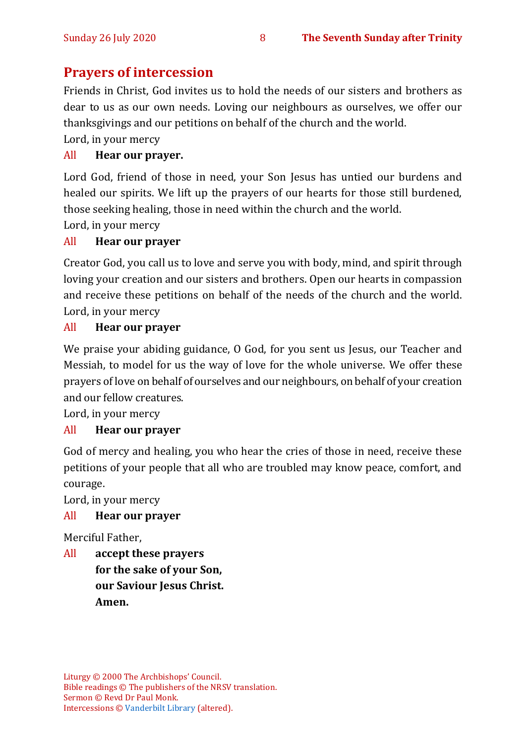## Prayers of intercession

Friends in Christ, God invites us to hold the needs of our sisters and brothers as dear to us as our own needs. Loving our neighbours as ourselves, we offer our thanksgivings and our petitions on behalf of the church and the world.

Lord, in your mercy

All **Hear our prayer.**

Lord God, friend of those in need, your Son Jesus has untied our burdens and healed our spirits. We lift up the prayers of our hearts for those still burdened, those seeking healing, those in need within the church and the world.

Lord, in your mercy

All **Hear our prayer**

Creator God, you call us to love and serve you with body, mind, and spirit through loving your creation and our sisters and brothers. Open our hearts in compassion and receive these petitions on behalf of the needs of the church and the world.

Lord, in your mercy

All **Hear our prayer**

We praise your abiding guidance, O God, for you sent us Jesus, our Teacher and Messiah, to model for us the way of love for the whole universe. We offer these prayers of love on behalf of ourselves and our neighbours, on behalf of your creation and our fellow creatures.

Lord, in your mercy

All **Hear our prayer**

God of mercy and healing, you who hear the cries of those in need, receive these petitions of your people that all who are troubled may know peace, comfort, and courage.

Lord, in your mercy

All **Hear our prayer**

Merciful Father,

All **accept these prayers**
**for the sake of your Son,**
**our Saviour Jesus Christ.**
**Amen.**

Liturgy © 2000 The Archbishops' Council.
Bible readings © The publishers of the NRSV translation.
Sermon © Revd Dr Paul Monk.
Intercessions © Vanderbilt Library (altered).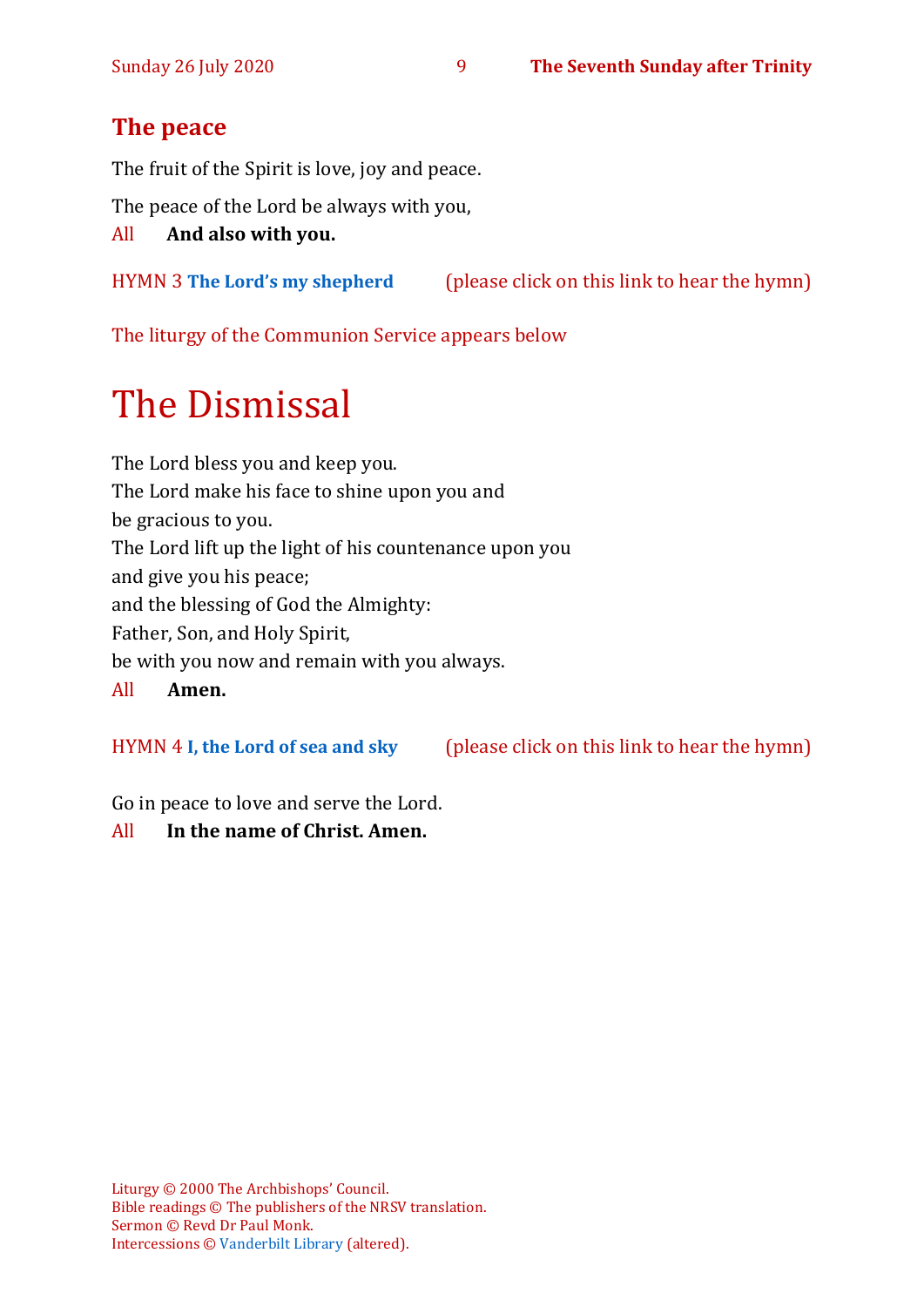## The peace

The fruit of the Spirit is love, joy and peace.

The peace of the Lord be always with you,

All **And also with you.**

HYMN 3 **The Lord's my shepherd** (please click on this link to hear the hymn)

The liturgy of the Communion Service appears below

# The Dismissal

The Lord bless you and keep you.
The Lord make his face to shine upon you and
be gracious to you.
The Lord lift up the light of his countenance upon you
and give you his peace;
and the blessing of God the Almighty:
Father, Son, and Holy Spirit,
be with you now and remain with you always.

All **Amen.**

HYMN 4 **I, the Lord of sea and sky** (please click on this link to hear the hymn)

Go in peace to love and serve the Lord.

All **In the name of Christ. Amen.**

Liturgy © 2000 The Archbishops' Council.
Bible readings © The publishers of the NRSV translation.
Sermon © Revd Dr Paul Monk.
Intercessions © Vanderbilt Library (altered).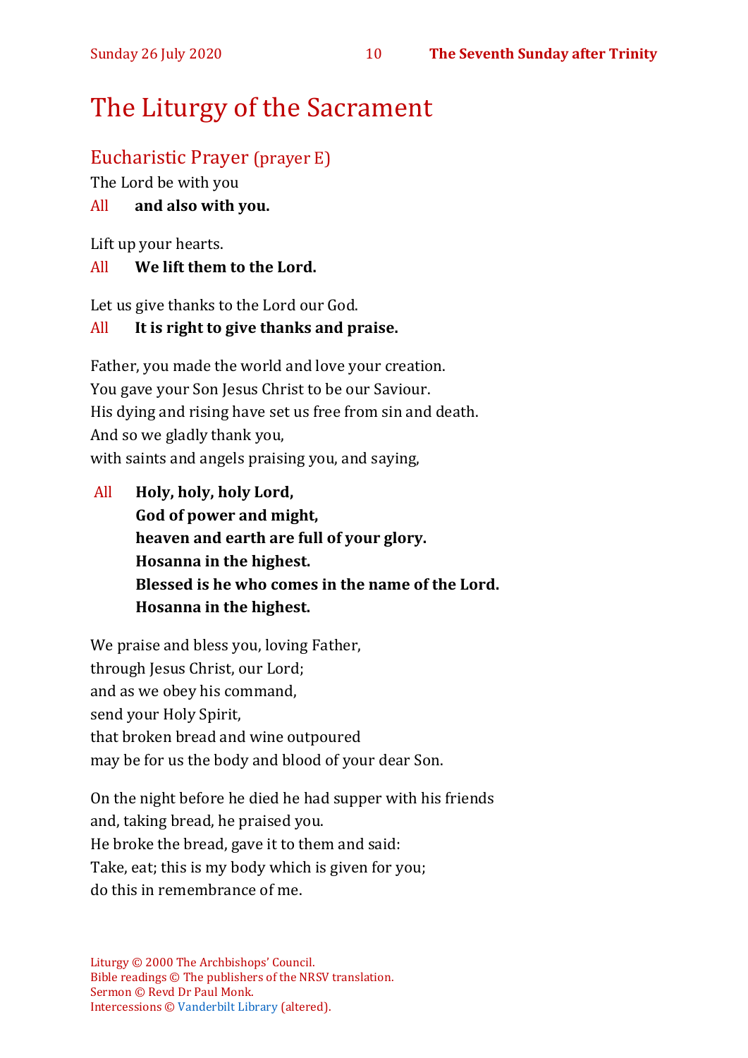# The Liturgy of the Sacrament

## Eucharistic Prayer (prayer E)

The Lord be with you

All **and also with you.**

Lift up your hearts.

All **We lift them to the Lord.**

Let us give thanks to the Lord our God.

All **It is right to give thanks and praise.**

Father, you made the world and love your creation.
You gave your Son Jesus Christ to be our Saviour.
His dying and rising have set us free from sin and death.
And so we gladly thank you,
with saints and angels praising you, and saying,

All **Holy, holy, holy Lord,**
**God of power and might,**
**heaven and earth are full of your glory.**
**Hosanna in the highest.**
**Blessed is he who comes in the name of the Lord.**
**Hosanna in the highest.**

We praise and bless you, loving Father,
through Jesus Christ, our Lord;
and as we obey his command,
send your Holy Spirit,
that broken bread and wine outpoured
may be for us the body and blood of your dear Son.

On the night before he died he had supper with his friends
and, taking bread, he praised you.
He broke the bread, gave it to them and said:
Take, eat; this is my body which is given for you;
do this in remembrance of me.

Liturgy © 2000 The Archbishops' Council.
Bible readings © The publishers of the NRSV translation.
Sermon © Revd Dr Paul Monk.
Intercessions © Vanderbilt Library (altered).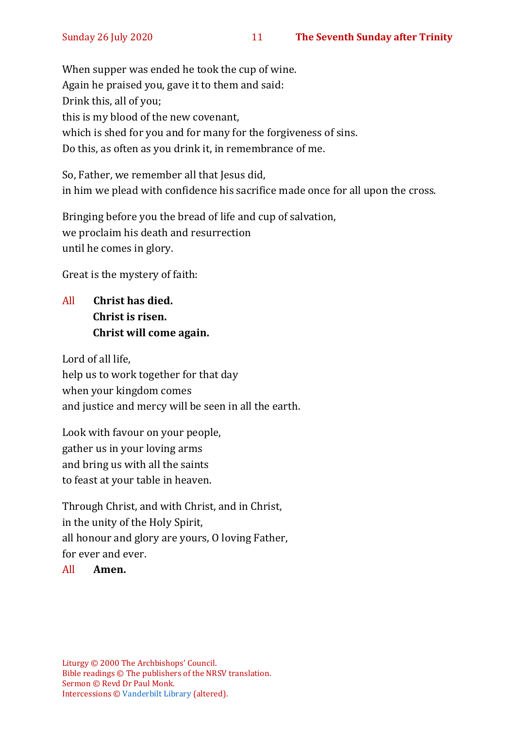When supper was ended he took the cup of wine.
Again he praised you, gave it to them and said:
Drink this, all of you;
this is my blood of the new covenant,
which is shed for you and for many for the forgiveness of sins.
Do this, as often as you drink it, in remembrance of me.

So, Father, we remember all that Jesus did,
in him we plead with confidence his sacrifice made once for all upon the cross.

Bringing before you the bread of life and cup of salvation,
we proclaim his death and resurrection
until he comes in glory.

Great is the mystery of faith:

All **Christ has died.**
**Christ is risen.**
**Christ will come again.**

Lord of all life,
help us to work together for that day
when your kingdom comes
and justice and mercy will be seen in all the earth.

Look with favour on your people,
gather us in your loving arms
and bring us with all the saints
to feast at your table in heaven.

Through Christ, and with Christ, and in Christ,
in the unity of the Holy Spirit,
all honour and glory are yours, O loving Father,
for ever and ever.
All **Amen.**

Liturgy © 2000 The Archbishops' Council.
Bible readings © The publishers of the NRSV translation.
Sermon © Revd Dr Paul Monk.
Intercessions © Vanderbilt Library (altered).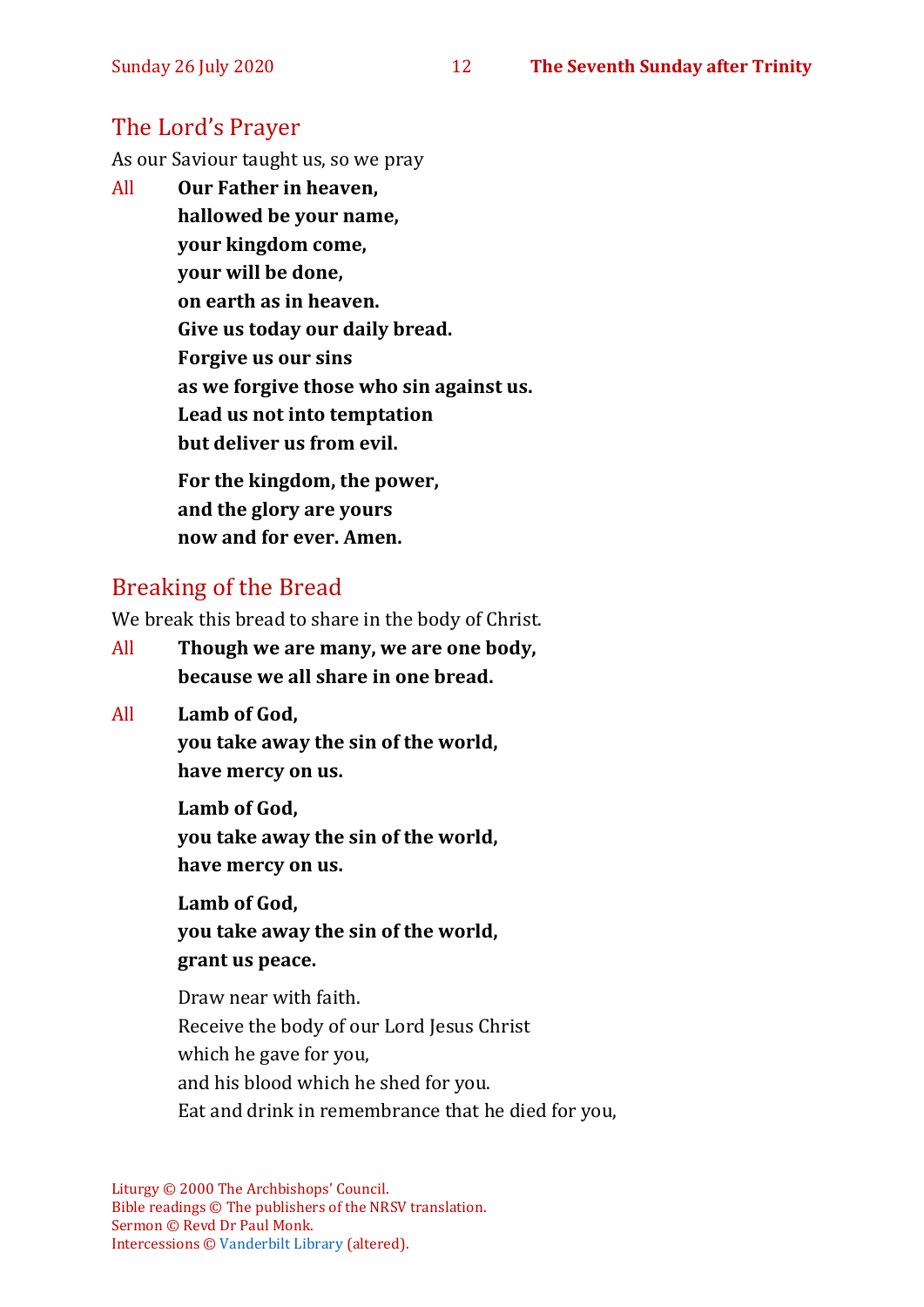## The Lord's Prayer

As our Saviour taught us, so we pray

All **Our Father in heaven,**
**hallowed be your name,**
**your kingdom come,**
**your will be done,**
**on earth as in heaven.**
**Give us today our daily bread.**
**Forgive us our sins**
**as we forgive those who sin against us.**
**Lead us not into temptation**
**but deliver us from evil.**

**For the kingdom, the power,**
**and the glory are yours**
**now and for ever. Amen.**

## Breaking of the Bread

We break this bread to share in the body of Christ.

All **Though we are many, we are one body,**
**because we all share in one bread.**

All **Lamb of God,**
**you take away the sin of the world,**
**have mercy on us.**

**Lamb of God,**
**you take away the sin of the world,**
**have mercy on us.**

**Lamb of God,**
**you take away the sin of the world,**
**grant us peace.**

Draw near with faith.
Receive the body of our Lord Jesus Christ
which he gave for you,
and his blood which he shed for you.
Eat and drink in remembrance that he died for you,

Liturgy © 2000 The Archbishops' Council.
Bible readings © The publishers of the NRSV translation.
Sermon © Revd Dr Paul Monk.
Intercessions © Vanderbilt Library (altered).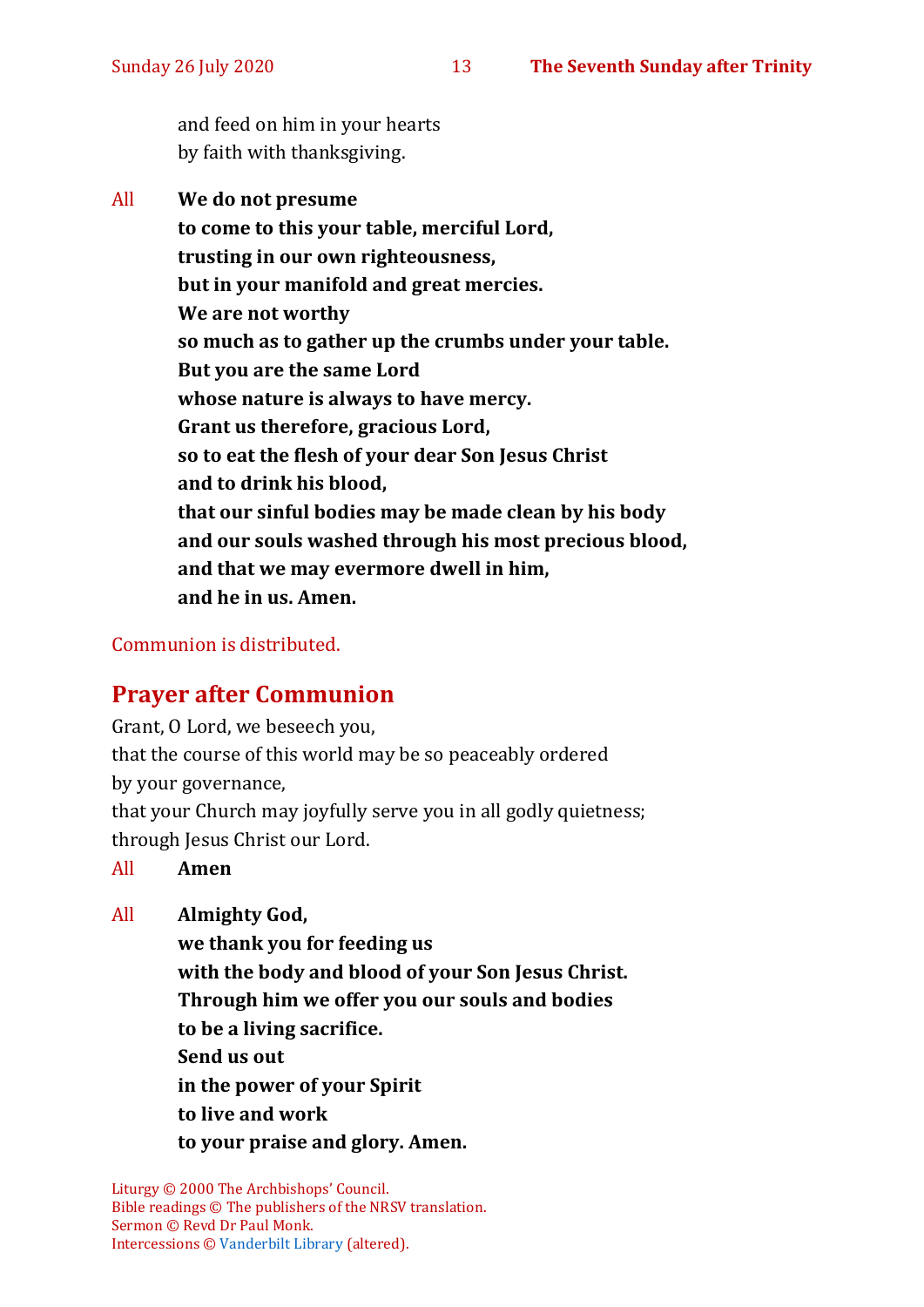and feed on him in your hearts
by faith with thanksgiving.

All **We do not presume**
**to come to this your table, merciful Lord,**
**trusting in our own righteousness,**
**but in your manifold and great mercies.**
**We are not worthy**
**so much as to gather up the crumbs under your table.**
**But you are the same Lord**
**whose nature is always to have mercy.**
**Grant us therefore, gracious Lord,**
**so to eat the flesh of your dear Son Jesus Christ**
**and to drink his blood,**
**that our sinful bodies may be made clean by his body**
**and our souls washed through his most precious blood,**
**and that we may evermore dwell in him,**
**and he in us. Amen.**

Communion is distributed.

## Prayer after Communion

Grant, O Lord, we beseech you,
that the course of this world may be so peaceably ordered
by your governance,
that your Church may joyfully serve you in all godly quietness;
through Jesus Christ our Lord.

All **Amen**

All **Almighty God,**
**we thank you for feeding us**
**with the body and blood of your Son Jesus Christ.**
**Through him we offer you our souls and bodies**
**to be a living sacrifice.**
**Send us out**
**in the power of your Spirit**
**to live and work**
**to your praise and glory. Amen.**

Liturgy © 2000 The Archbishops' Council.
Bible readings © The publishers of the NRSV translation.
Sermon © Revd Dr Paul Monk.
Intercessions © Vanderbilt Library (altered).